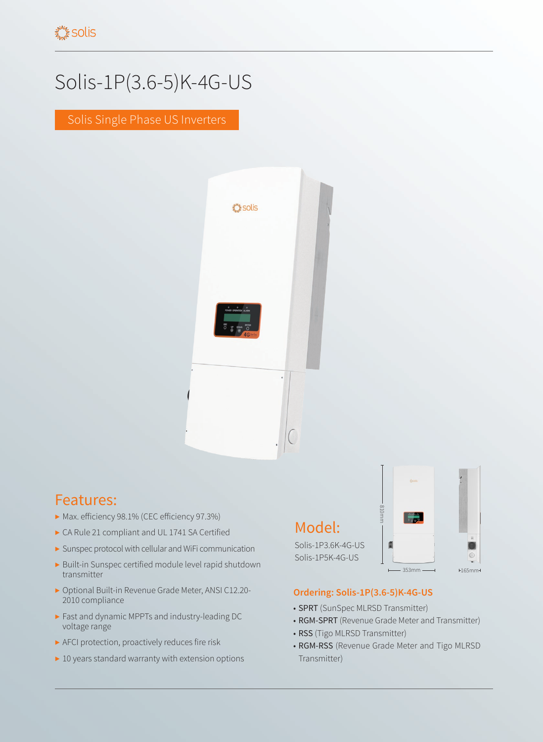# Solis-1P(3.6-5)K-4G-US

Solis Single Phase US Inverters

## Features:

- Max. efficiency 98.1% (CEC efficiency 97.3%)
- CA Rule 21 compliant and UL 1741 SA Certified
- Sunspec protocol with cellular and WiFi communication
- Built-in Sunspec certified module level rapid shutdown transmitter
- Optional Built-in Revenue Grade Meter, ANSI C12.20-2010 compliance
- Fast and dynamic MPPTs and industry-leading DC voltage range
- AFCI protection, proactively reduces fire risk
- 10 years standard warranty with extension options

## Model:

Solis-1P3.6K-4G-US
Solis-1P5K-4G-US

810mm
353mm
165mm

### Ordering: Solis-1P(3.6-5)K-4G-US

- **SPRT** (SunSpec MLRSD Transmitter)
- **RGM-SPRT** (Revenue Grade Meter and Transmitter)
- **RSS** (Tigo MLRSD Transmitter)
- **RGM-RSS** (Revenue Grade Meter and Tigo MLRSD Transmitter)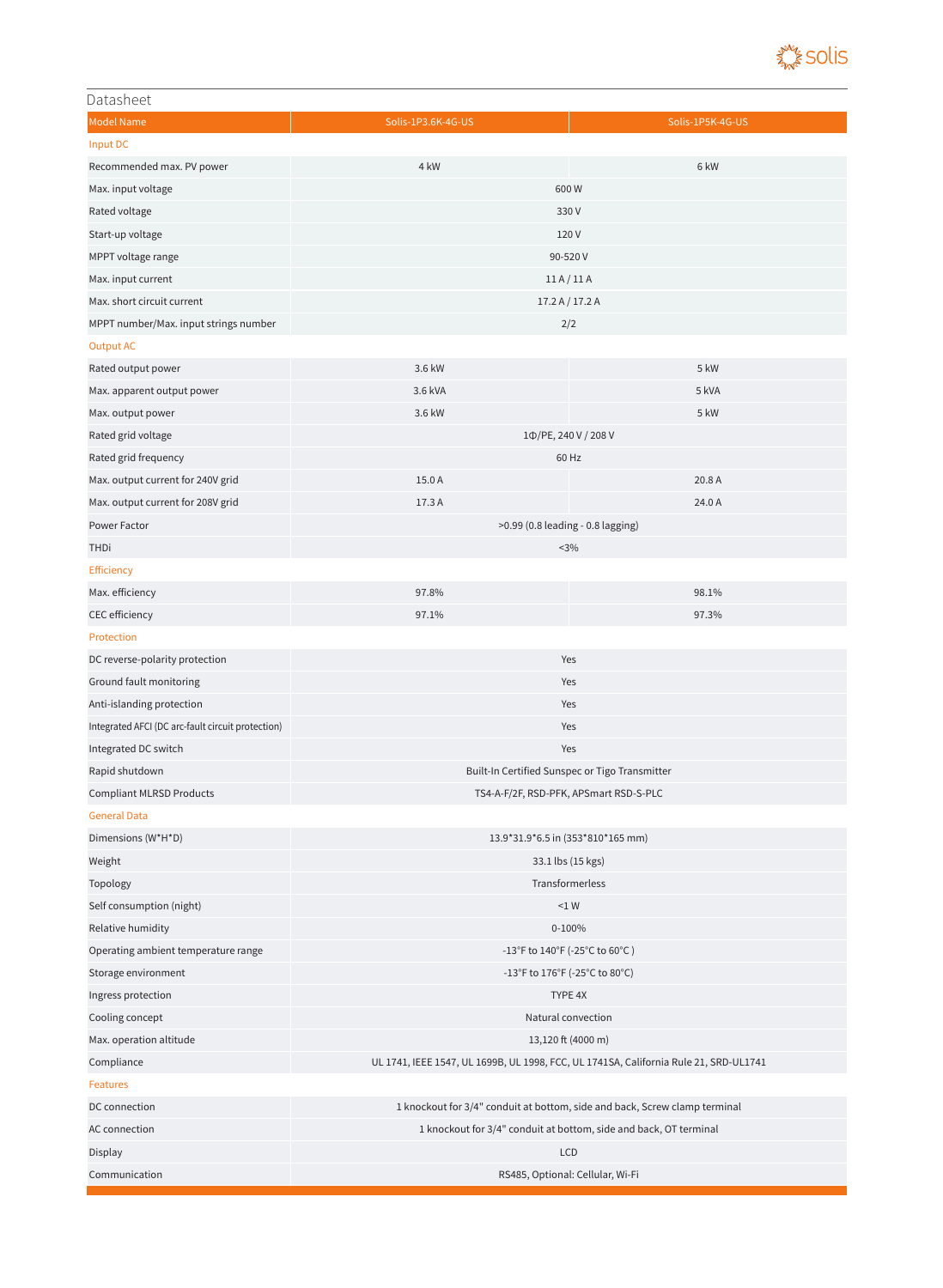Datasheet

| Model Name | Solis-1P3.6K-4G-US | Solis-1P5K-4G-US |
|---|---|---|
| **Input DC** | | |
| Recommended max. PV power | 4 kW | 6 kW |
| Max. input voltage | 600 W | |
| Rated voltage | 330 V | |
| Start-up voltage | 120 V | |
| MPPT voltage range | 90-520 V | |
| Max. input current | 11 A / 11 A | |
| Max. short circuit current | 17.2 A / 17.2 A | |
| MPPT number/Max. input strings number | 2/2 | |
| **Output AC** | | |
| Rated output power | 3.6 kW | 5 kW |
| Max. apparent output power | 3.6 kVA | 5 kVA |
| Max. output power | 3.6 kW | 5 kW |
| Rated grid voltage | 1Φ/PE, 240 V / 208 V | |
| Rated grid frequency | 60 Hz | |
| Max. output current for 240V grid | 15.0 A | 20.8 A |
| Max. output current for 208V grid | 17.3 A | 24.0 A |
| Power Factor | >0.99 (0.8 leading - 0.8 lagging) | |
| THDi | <3% | |
| **Efficiency** | | |
| Max. efficiency | 97.8% | 98.1% |
| CEC efficiency | 97.1% | 97.3% |
| **Protection** | | |
| DC reverse-polarity protection | Yes | |
| Ground fault monitoring | Yes | |
| Anti-islanding protection | Yes | |
| Integrated AFCI (DC arc-fault circuit protection) | Yes | |
| Integrated DC switch | Yes | |
| Rapid shutdown | Built-In Certified Sunspec or Tigo Transmitter | |
| Compliant MLRSD Products | TS4-A-F/2F, RSD-PFK, APSmart RSD-S-PLC | |
| **General Data** | | |
| Dimensions (W*H*D) | 13.9*31.9*6.5 in (353*810*165 mm) | |
| Weight | 33.1 lbs (15 kgs) | |
| Topology | Transformerless | |
| Self consumption (night) | <1 W | |
| Relative humidity | 0-100% | |
| Operating ambient temperature range | -13°F to 140°F (-25°C to 60°C ) | |
| Storage environment | -13°F to 176°F (-25°C to 80°C) | |
| Ingress protection | TYPE 4X | |
| Cooling concept | Natural convection | |
| Max. operation altitude | 13,120 ft (4000 m) | |
| Compliance | UL 1741, IEEE 1547, UL 1699B, UL 1998, FCC, UL 1741SA, California Rule 21, SRD-UL1741 | |
| **Features** | | |
| DC connection | 1 knockout for 3/4" conduit at bottom, side and back, Screw clamp terminal | |
| AC connection | 1 knockout for 3/4" conduit at bottom, side and back, OT terminal | |
| Display | LCD | |
| Communication | RS485, Optional: Cellular, Wi-Fi | |